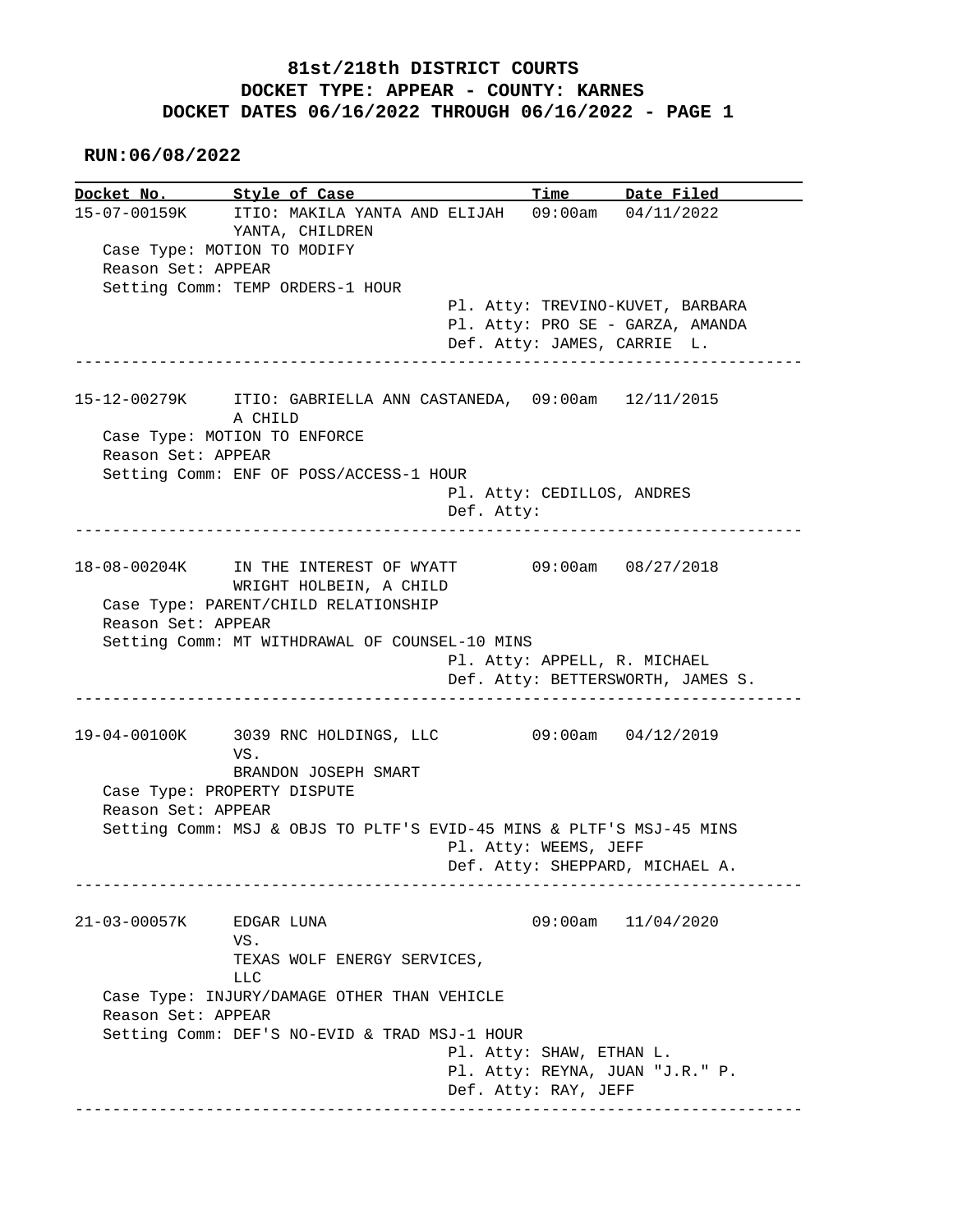# 81st/218th DISTRICT COURTS
## DOCKET TYPE: APPEAR - COUNTY: KARNES
## DOCKET DATES 06/16/2022 THROUGH 06/16/2022 - PAGE 1

**RUN:06/08/2022**

| Docket No. | Style of Case | Time | Date Filed |
|---|---|---|---|

---

**15-07-00159K** ITIO: MAKILA YANTA AND ELIJAH YANTA, CHILDREN — 09:00am — 04/11/2022

Case Type: MOTION TO MODIFY
Reason Set: APPEAR
Setting Comm: TEMP ORDERS-1 HOUR

Pl. Atty: TREVINO-KUVET, BARBARA
Pl. Atty: PRO SE - GARZA, AMANDA
Def. Atty: JAMES, CARRIE L.

---

**15-12-00279K** ITIO: GABRIELLA ANN CASTANEDA, A CHILD — 09:00am — 12/11/2015

Case Type: MOTION TO ENFORCE
Reason Set: APPEAR
Setting Comm: ENF OF POSS/ACCESS-1 HOUR

Pl. Atty: CEDILLOS, ANDRES
Def. Atty:

---

**18-08-00204K** IN THE INTEREST OF WYATT WRIGHT HOLBEIN, A CHILD — 09:00am — 08/27/2018

Case Type: PARENT/CHILD RELATIONSHIP
Reason Set: APPEAR
Setting Comm: MT WITHDRAWAL OF COUNSEL-10 MINS

Pl. Atty: APPELL, R. MICHAEL
Def. Atty: BETTERSWORTH, JAMES S.

---

**19-04-00100K** 3039 RNC HOLDINGS, LLC VS. BRANDON JOSEPH SMART — 09:00am — 04/12/2019

Case Type: PROPERTY DISPUTE
Reason Set: APPEAR
Setting Comm: MSJ & OBJS TO PLTF'S EVID-45 MINS & PLTF'S MSJ-45 MINS

Pl. Atty: WEEMS, JEFF
Def. Atty: SHEPPARD, MICHAEL A.

---

**21-03-00057K** EDGAR LUNA VS. TEXAS WOLF ENERGY SERVICES, LLC — 09:00am — 11/04/2020

Case Type: INJURY/DAMAGE OTHER THAN VEHICLE
Reason Set: APPEAR
Setting Comm: DEF'S NO-EVID & TRAD MSJ-1 HOUR

Pl. Atty: SHAW, ETHAN L.
Pl. Atty: REYNA, JUAN "J.R." P.
Def. Atty: RAY, JEFF

---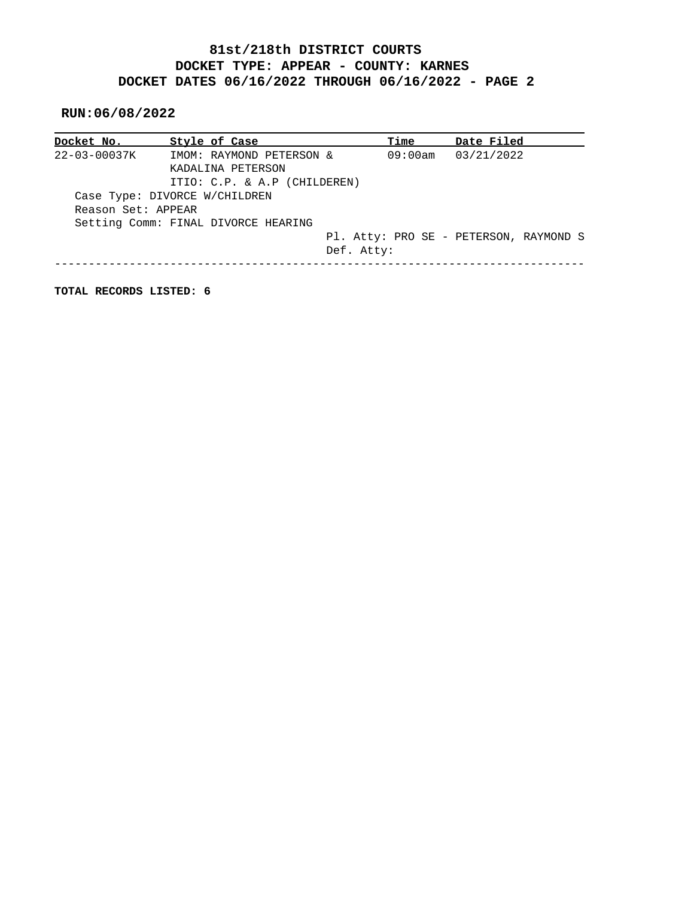**81st/218th DISTRICT COURTS**
**DOCKET TYPE: APPEAR - COUNTY: KARNES**
**DOCKET DATES 06/16/2022 THROUGH 06/16/2022 - PAGE 2**

**RUN:06/08/2022**

| Docket No. | Style of Case | Time | Date Filed |
| --- | --- | --- | --- |
| 22-03-00037K | IMOM: RAYMOND PETERSON & KADALINA PETERSON ITIO: C.P. & A.P (CHILDEREN) | 09:00am | 03/21/2022 |

Case Type: DIVORCE W/CHILDREN
Reason Set: APPEAR
Setting Comm: FINAL DIVORCE HEARING

Pl. Atty: PRO SE - PETERSON, RAYMOND S
Def. Atty:

---

**TOTAL RECORDS LISTED: 6**